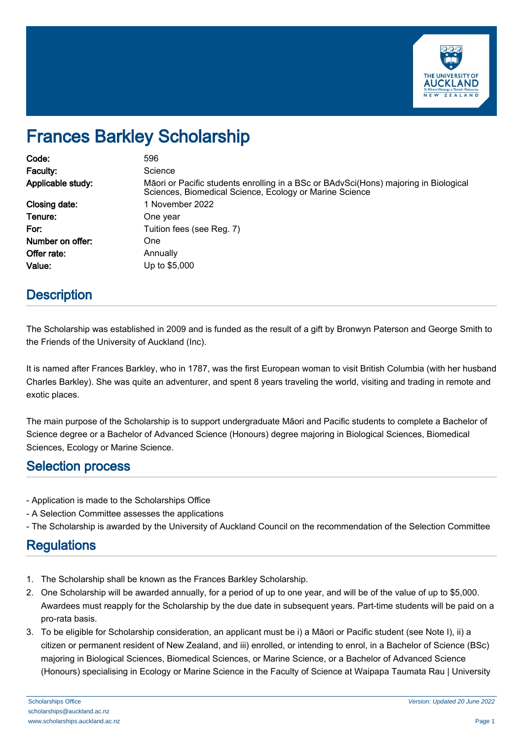# Frances Barkley Scholarship

| | |
|---|---|
| **Code:** | 596 |
| **Faculty:** | Science |
| **Applicable study:** | Māori or Pacific students enrolling in a BSc or BAdvSci(Hons) majoring in Biological Sciences, Biomedical Science, Ecology or Marine Science |
| **Closing date:** | 1 November 2022 |
| **Tenure:** | One year |
| **For:** | Tuition fees (see Reg. 7) |
| **Number on offer:** | One |
| **Offer rate:** | Annually |
| **Value:** | Up to $5,000 |

## Description

The Scholarship was established in 2009 and is funded as the result of a gift by Bronwyn Paterson and George Smith to the Friends of the University of Auckland (Inc).

It is named after Frances Barkley, who in 1787, was the first European woman to visit British Columbia (with her husband Charles Barkley). She was quite an adventurer, and spent 8 years traveling the world, visiting and trading in remote and exotic places.

The main purpose of the Scholarship is to support undergraduate Māori and Pacific students to complete a Bachelor of Science degree or a Bachelor of Advanced Science (Honours) degree majoring in Biological Sciences, Biomedical Sciences, Ecology or Marine Science.

## Selection process

- Application is made to the Scholarships Office
- A Selection Committee assesses the applications
- The Scholarship is awarded by the University of Auckland Council on the recommendation of the Selection Committee

## Regulations

1. The Scholarship shall be known as the Frances Barkley Scholarship.
2. One Scholarship will be awarded annually, for a period of up to one year, and will be of the value of up to $5,000. Awardees must reapply for the Scholarship by the due date in subsequent years. Part-time students will be paid on a pro-rata basis.
3. To be eligible for Scholarship consideration, an applicant must be i) a Māori or Pacific student (see Note I), ii) a citizen or permanent resident of New Zealand, and iii) enrolled, or intending to enrol, in a Bachelor of Science (BSc) majoring in Biological Sciences, Biomedical Sciences, or Marine Science, or a Bachelor of Advanced Science (Honours) specialising in Ecology or Marine Science in the Faculty of Science at Waipapa Taumata Rau | University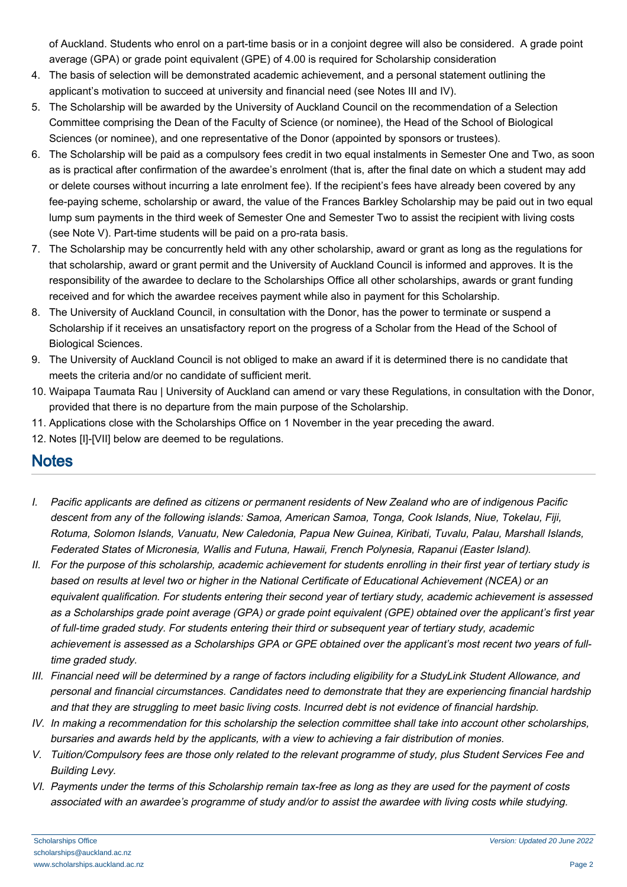of Auckland. Students who enrol on a part-time basis or in a conjoint degree will also be considered. A grade point average (GPA) or grade point equivalent (GPE) of 4.00 is required for Scholarship consideration

4. The basis of selection will be demonstrated academic achievement, and a personal statement outlining the applicant's motivation to succeed at university and financial need (see Notes III and IV).
5. The Scholarship will be awarded by the University of Auckland Council on the recommendation of a Selection Committee comprising the Dean of the Faculty of Science (or nominee), the Head of the School of Biological Sciences (or nominee), and one representative of the Donor (appointed by sponsors or trustees).
6. The Scholarship will be paid as a compulsory fees credit in two equal instalments in Semester One and Two, as soon as is practical after confirmation of the awardee's enrolment (that is, after the final date on which a student may add or delete courses without incurring a late enrolment fee). If the recipient's fees have already been covered by any fee-paying scheme, scholarship or award, the value of the Frances Barkley Scholarship may be paid out in two equal lump sum payments in the third week of Semester One and Semester Two to assist the recipient with living costs (see Note V). Part-time students will be paid on a pro-rata basis.
7. The Scholarship may be concurrently held with any other scholarship, award or grant as long as the regulations for that scholarship, award or grant permit and the University of Auckland Council is informed and approves. It is the responsibility of the awardee to declare to the Scholarships Office all other scholarships, awards or grant funding received and for which the awardee receives payment while also in payment for this Scholarship.
8. The University of Auckland Council, in consultation with the Donor, has the power to terminate or suspend a Scholarship if it receives an unsatisfactory report on the progress of a Scholar from the Head of the School of Biological Sciences.
9. The University of Auckland Council is not obliged to make an award if it is determined there is no candidate that meets the criteria and/or no candidate of sufficient merit.
10. Waipapa Taumata Rau | University of Auckland can amend or vary these Regulations, in consultation with the Donor, provided that there is no departure from the main purpose of the Scholarship.
11. Applications close with the Scholarships Office on 1 November in the year preceding the award.
12. Notes [I]-[VII] below are deemed to be regulations.

## Notes

I. *Pacific applicants are defined as citizens or permanent residents of New Zealand who are of indigenous Pacific descent from any of the following islands: Samoa, American Samoa, Tonga, Cook Islands, Niue, Tokelau, Fiji, Rotuma, Solomon Islands, Vanuatu, New Caledonia, Papua New Guinea, Kiribati, Tuvalu, Palau, Marshall Islands, Federated States of Micronesia, Wallis and Futuna, Hawaii, French Polynesia, Rapanui (Easter Island).*

II. *For the purpose of this scholarship, academic achievement for students enrolling in their first year of tertiary study is based on results at level two or higher in the National Certificate of Educational Achievement (NCEA) or an equivalent qualification. For students entering their second year of tertiary study, academic achievement is assessed as a Scholarships grade point average (GPA) or grade point equivalent (GPE) obtained over the applicant's first year of full-time graded study. For students entering their third or subsequent year of tertiary study, academic achievement is assessed as a Scholarships GPA or GPE obtained over the applicant's most recent two years of full-time graded study.*

III. *Financial need will be determined by a range of factors including eligibility for a StudyLink Student Allowance, and personal and financial circumstances. Candidates need to demonstrate that they are experiencing financial hardship and that they are struggling to meet basic living costs. Incurred debt is not evidence of financial hardship.*

IV. *In making a recommendation for this scholarship the selection committee shall take into account other scholarships, bursaries and awards held by the applicants, with a view to achieving a fair distribution of monies.*

V. *Tuition/Compulsory fees are those only related to the relevant programme of study, plus Student Services Fee and Building Levy.*

VI. *Payments under the terms of this Scholarship remain tax-free as long as they are used for the payment of costs associated with an awardee's programme of study and/or to assist the awardee with living costs while studying.*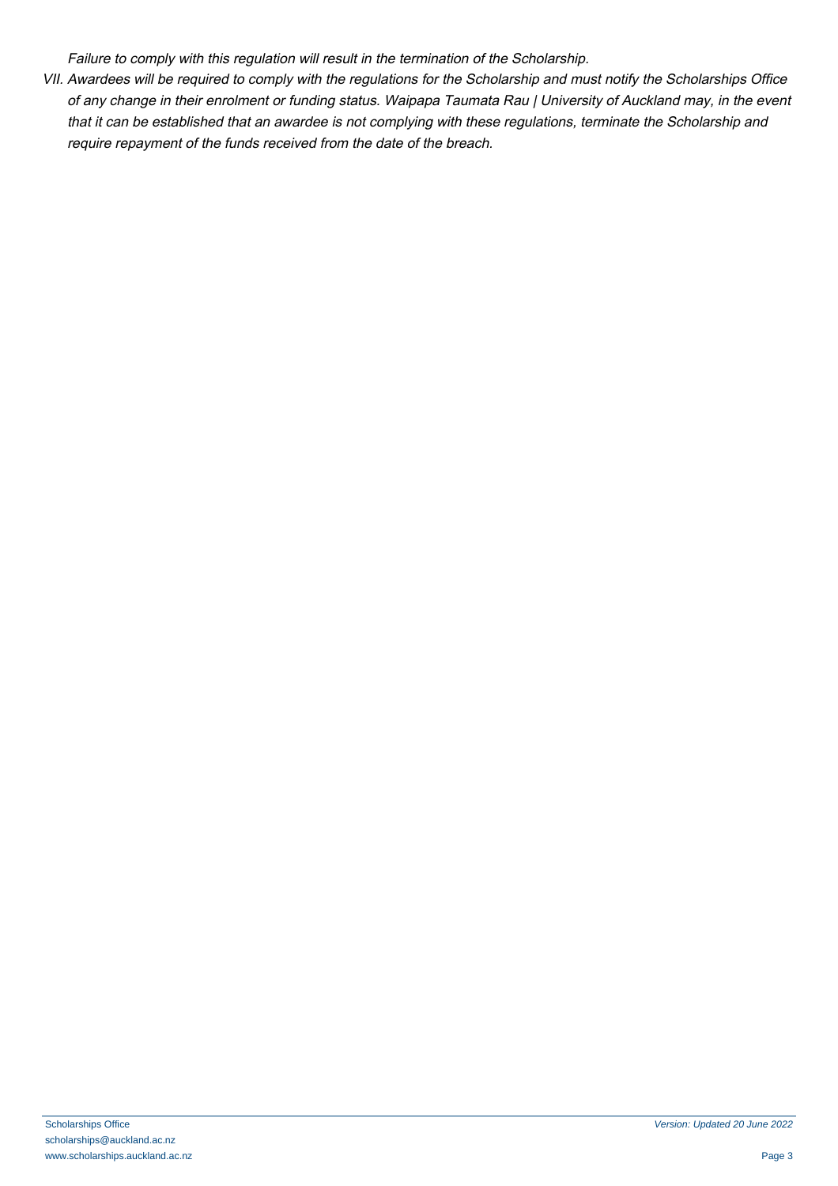*Failure to comply with this regulation will result in the termination of the Scholarship.*

VII. *Awardees will be required to comply with the regulations for the Scholarship and must notify the Scholarships Office of any change in their enrolment or funding status. Waipapa Taumata Rau | University of Auckland may, in the event that it can be established that an awardee is not complying with these regulations, terminate the Scholarship and require repayment of the funds received from the date of the breach.*